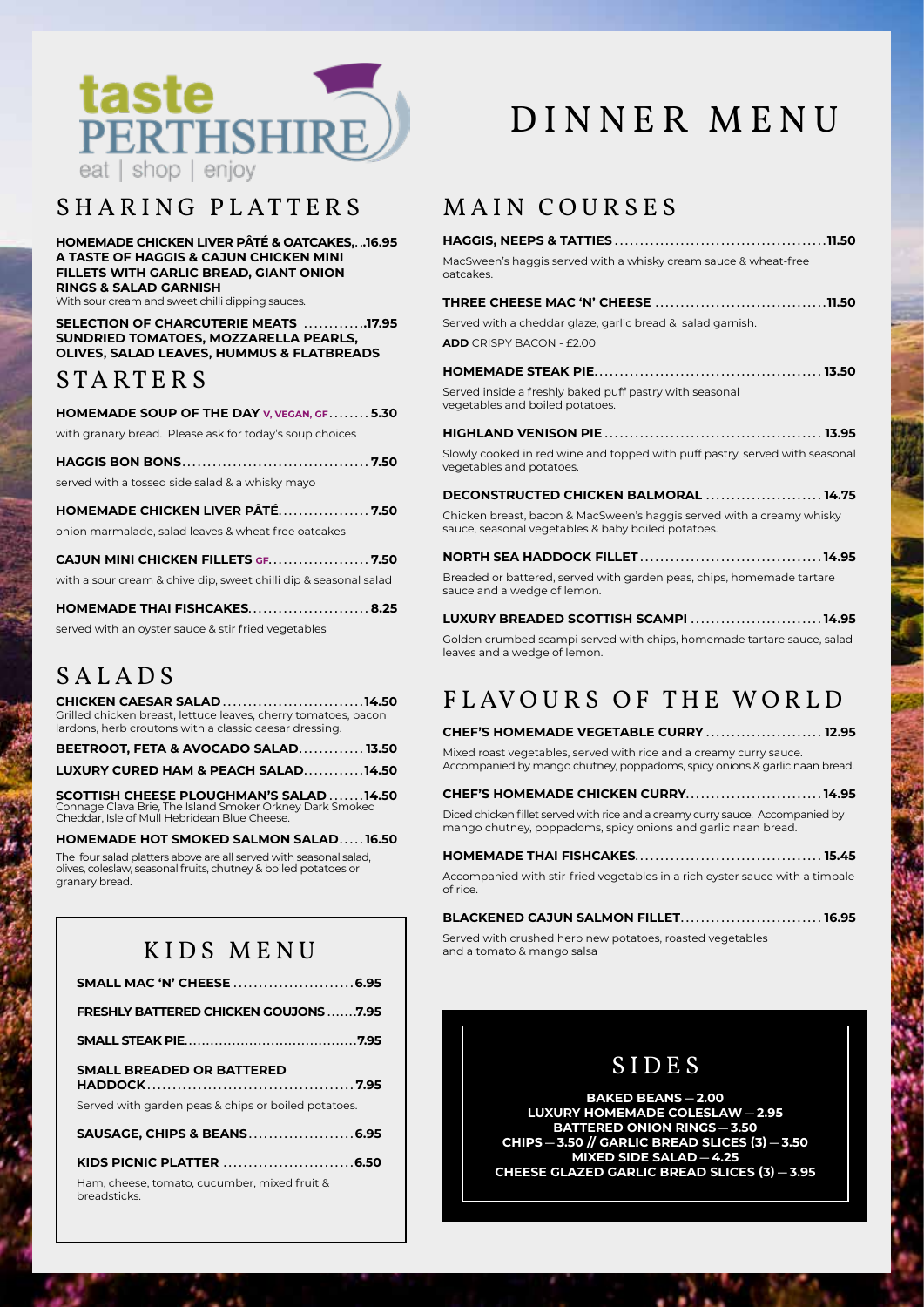taste PERTHSHIRE
eat | shop | enjoy

# DINNER MENU

## SHARING PLATTERS

**HOMEMADE CHICKEN LIVER PÂTÉ & OATCAKES, A TASTE OF HAGGIS & CAJUN CHICKEN MINI FILLETS WITH GARLIC BREAD, GIANT ONION RINGS & SALAD GARNISH** ... **16.95**
With sour cream and sweet chilli dipping sauces.

**SELECTION OF CHARCUTERIE MEATS SUNDRIED TOMATOES, MOZZARELLA PEARLS, OLIVES, SALAD LEAVES, HUMMUS & FLATBREADS** ... **17.95**

## STARTERS

**HOMEMADE SOUP OF THE DAY** V, VEGAN, GF ... **5.30**
with granary bread. Please ask for today's soup choices

**HAGGIS BON BONS** ... **7.50**
served with a tossed side salad & a whisky mayo

**HOMEMADE CHICKEN LIVER PÂTÉ** ... **7.50**
onion marmalade, salad leaves & wheat free oatcakes

**CAJUN MINI CHICKEN FILLETS** GF ... **7.50**
with a sour cream & chive dip, sweet chilli dip & seasonal salad

**HOMEMADE THAI FISHCAKES** ... **8.25**
served with an oyster sauce & stir fried vegetables

## SALADS

**CHICKEN CAESAR SALAD** ... **14.50**
Grilled chicken breast, lettuce leaves, cherry tomatoes, bacon lardons, herb croutons with a classic caesar dressing.

**BEETROOT, FETA & AVOCADO SALAD** ... **13.50**

**LUXURY CURED HAM & PEACH SALAD** ... **14.50**

**SCOTTISH CHEESE PLOUGHMAN'S SALAD** ... **14.50**
Connage Clava Brie, The Island Smoker Orkney Dark Smoked Cheddar, Isle of Mull Hebridean Blue Cheese.

**HOMEMADE HOT SMOKED SALMON SALAD** ... **16.50**

The four salad platters above are all served with seasonal salad, olives, coleslaw, seasonal fruits, chutney & boiled potatoes or granary bread.

## KIDS MENU

**SMALL MAC 'N' CHEESE** ... **6.95**

**FRESHLY BATTERED CHICKEN GOUJONS** ... **7.95**

**SMALL STEAK PIE** ... **7.95**

**SMALL BREADED OR BATTERED HADDOCK** ... **7.95**
Served with garden peas & chips or boiled potatoes.

**SAUSAGE, CHIPS & BEANS** ... **6.95**

**KIDS PICNIC PLATTER** ... **6.50**
Ham, cheese, tomato, cucumber, mixed fruit & breadsticks.

## MAIN COURSES

**HAGGIS, NEEPS & TATTIES** ... **11.50**
MacSween's haggis served with a whisky cream sauce & wheat-free oatcakes.

**THREE CHEESE MAC 'N' CHEESE** ... **11.50**
Served with a cheddar glaze, garlic bread & salad garnish.
**ADD** CRISPY BACON - £2.00

**HOMEMADE STEAK PIE** ... **13.50**
Served inside a freshly baked puff pastry with seasonal vegetables and boiled potatoes.

**HIGHLAND VENISON PIE** ... **13.95**
Slowly cooked in red wine and topped with puff pastry, served with seasonal vegetables and potatoes.

**DECONSTRUCTED CHICKEN BALMORAL** ... **14.75**
Chicken breast, bacon & MacSween's haggis served with a creamy whisky sauce, seasonal vegetables & baby boiled potatoes.

**NORTH SEA HADDOCK FILLET** ... **14.95**
Breaded or battered, served with garden peas, chips, homemade tartare sauce and a wedge of lemon.

**LUXURY BREADED SCOTTISH SCAMPI** ... **14.95**
Golden crumbed scampi served with chips, homemade tartare sauce, salad leaves and a wedge of lemon.

## FLAVOURS OF THE WORLD

**CHEF'S HOMEMADE VEGETABLE CURRY** ... **12.95**
Mixed roast vegetables, served with rice and a creamy curry sauce. Accompanied by mango chutney, poppadoms, spicy onions & garlic naan bread.

**CHEF'S HOMEMADE CHICKEN CURRY** ... **14.95**
Diced chicken fillet served with rice and a creamy curry sauce. Accompanied by mango chutney, poppadoms, spicy onions and garlic naan bread.

**HOMEMADE THAI FISHCAKES** ... **15.45**
Accompanied with stir-fried vegetables in a rich oyster sauce with a timbale of rice.

**BLACKENED CAJUN SALMON FILLET** ... **16.95**
Served with crushed herb new potatoes, roasted vegetables and a tomato & mango salsa

## SIDES

**BAKED BEANS — 2.00**
**LUXURY HOMEMADE COLESLAW — 2.95**
**BATTERED ONION RINGS — 3.50**
**CHIPS — 3.50 // GARLIC BREAD SLICES (3) — 3.50**
**MIXED SIDE SALAD — 4.25**
**CHEESE GLAZED GARLIC BREAD SLICES (3) — 3.95**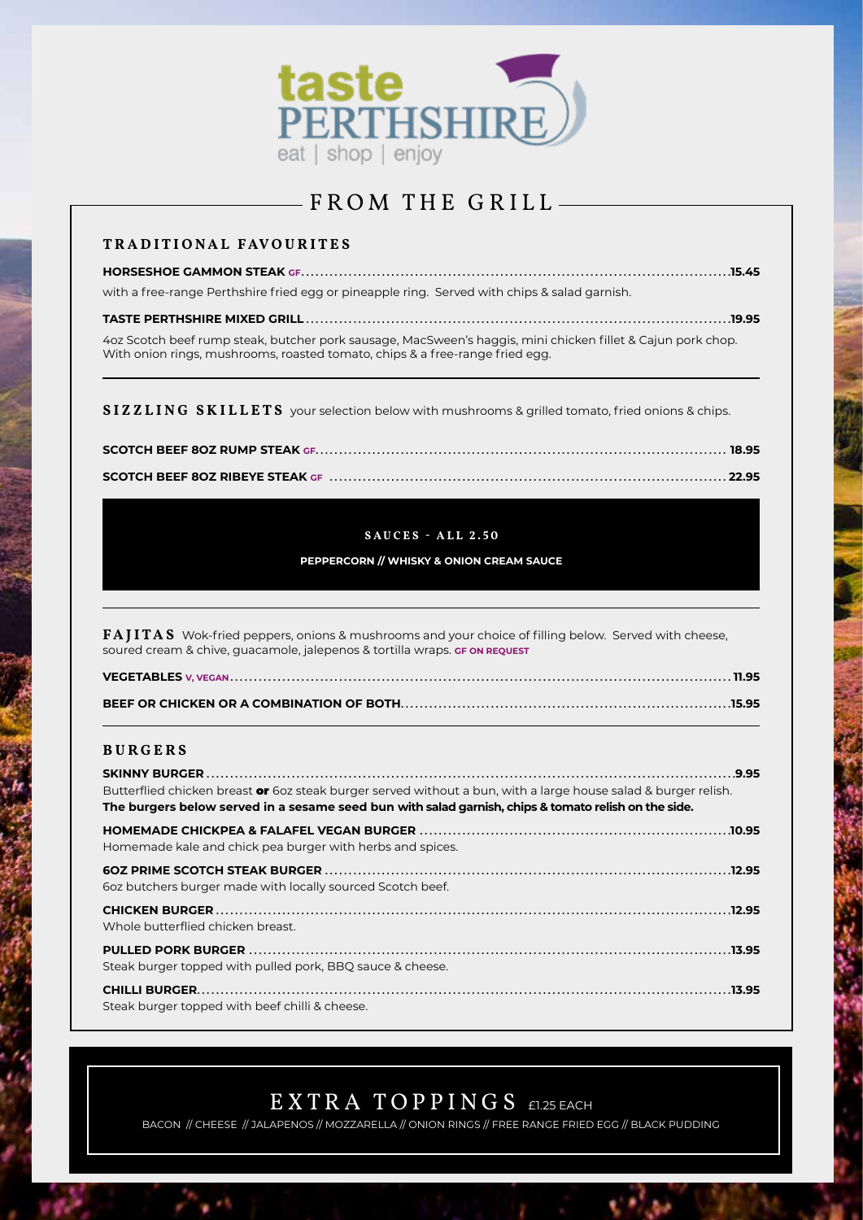taste PERTHSHIRE
eat | shop | enjoy

# FROM THE GRILL

## TRADITIONAL FAVOURITES

**HORSESHOE GAMMON STEAK** GF ........................................ **15.45**

with a free-range Perthshire fried egg or pineapple ring. Served with chips & salad garnish.

**TASTE PERTHSHIRE MIXED GRILL** ........................................ **19.95**

4oz Scotch beef rump steak, butcher pork sausage, MacSween's haggis, mini chicken fillet & Cajun pork chop. With onion rings, mushrooms, roasted tomato, chips & a free-range fried egg.

## SIZZLING SKILLETS

your selection below with mushrooms & grilled tomato, fried onions & chips.

**SCOTCH BEEF 8OZ RUMP STEAK** GF ........................................ **18.95**

**SCOTCH BEEF 8OZ RIBEYE STEAK** GF ........................................ **22.95**

### SAUCES - ALL 2.50

**PEPPERCORN // WHISKY & ONION CREAM SAUCE**

## FAJITAS

Wok-fried peppers, onions & mushrooms and your choice of filling below. Served with cheese, soured cream & chive, guacamole, jelepenos & tortilla wraps. GF ON REQUEST

**VEGETABLES** V, VEGAN ........................................ **11.95**

**BEEF OR CHICKEN OR A COMBINATION OF BOTH** ........................................ **15.95**

## BURGERS

**SKINNY BURGER** ........................................ **9.95**

Butterflied chicken breast **or** 6oz steak burger served without a bun, with a large house salad & burger relish.

**The burgers below served in a sesame seed bun with salad garnish, chips & tomato relish on the side.**

**HOMEMADE CHICKPEA & FALAFEL VEGAN BURGER** ........................................ **10.95**

Homemade kale and chick pea burger with herbs and spices.

**6OZ PRIME SCOTCH STEAK BURGER** ........................................ **12.95**

6oz butchers burger made with locally sourced Scotch beef.

**CHICKEN BURGER** ........................................ **12.95**

Whole butterflied chicken breast.

**PULLED PORK BURGER** ........................................ **13.95**

Steak burger topped with pulled pork, BBQ sauce & cheese.

**CHILLI BURGER** ........................................ **13.95**

Steak burger topped with beef chilli & cheese.

## EXTRA TOPPINGS £1.25 EACH

BACON // CHEESE // JALAPENOS // MOZZARELLA // ONION RINGS // FREE RANGE FRIED EGG // BLACK PUDDING